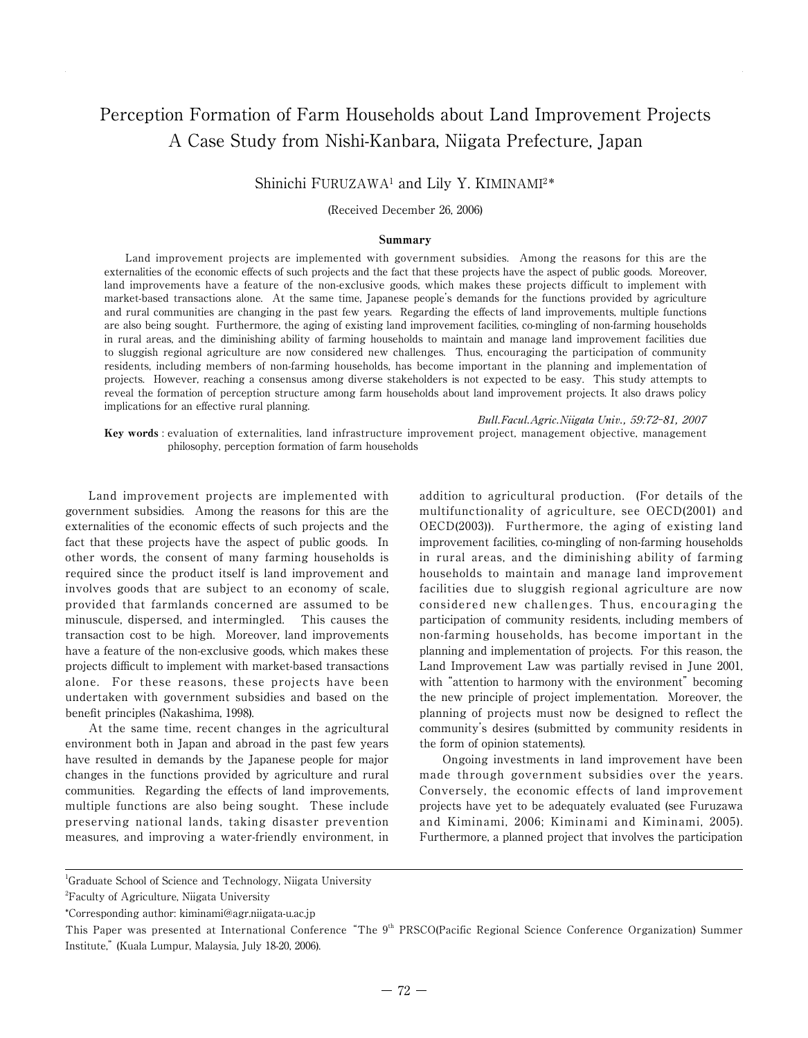# Perception Formation of Farm Households about Land Improvement Projects A Case Study from Nishi-Kanbara, Niigata Prefecture, Japan

Shinichi FURUZAWA[1] and Lily Y. KIMINAMI[2]*

(Received December 26, 2006)

### Summary

Land improvement projects are implemented with government subsidies. Among the reasons for this are the externalities of the economic effects of such projects and the fact that these projects have the aspect of public goods. Moreover, land improvements have a feature of the non-exclusive goods, which makes these projects difficult to implement with market-based transactions alone. At the same time, Japanese people's demands for the functions provided by agriculture and rural communities are changing in the past few years. Regarding the effects of land improvements, multiple functions are also being sought. Furthermore, the aging of existing land improvement facilities, co-mingling of non-farming households in rural areas, and the diminishing ability of farming households to maintain and manage land improvement facilities due to sluggish regional agriculture are now considered new challenges. Thus, encouraging the participation of community residents, including members of non-farming households, has become important in the planning and implementation of projects. However, reaching a consensus among diverse stakeholders is not expected to be easy. This study attempts to reveal the formation of perception structure among farm households about land improvement projects. It also draws policy implications for an effective rural planning.

*Bull.Facul.Agric.Niigata Univ., 59:72-81, 2007*

**Key words** : evaluation of externalities, land infrastructure improvement project, management objective, management philosophy, perception formation of farm households

Land improvement projects are implemented with government subsidies. Among the reasons for this are the externalities of the economic effects of such projects and the fact that these projects have the aspect of public goods. In other words, the consent of many farming households is required since the product itself is land improvement and involves goods that are subject to an economy of scale, provided that farmlands concerned are assumed to be minuscule, dispersed, and intermingled. This causes the transaction cost to be high. Moreover, land improvements have a feature of the non-exclusive goods, which makes these projects difficult to implement with market-based transactions alone. For these reasons, these projects have been undertaken with government subsidies and based on the benefit principles (Nakashima, 1998).

At the same time, recent changes in the agricultural environment both in Japan and abroad in the past few years have resulted in demands by the Japanese people for major changes in the functions provided by agriculture and rural communities. Regarding the effects of land improvements, multiple functions are also being sought. These include preserving national lands, taking disaster prevention measures, and improving a water-friendly environment, in addition to agricultural production. (For details of the multifunctionality of agriculture, see OECD(2001) and OECD(2003)). Furthermore, the aging of existing land improvement facilities, co-mingling of non-farming households in rural areas, and the diminishing ability of farming households to maintain and manage land improvement facilities due to sluggish regional agriculture are now considered new challenges. Thus, encouraging the participation of community residents, including members of non-farming households, has become important in the planning and implementation of projects. For this reason, the Land Improvement Law was partially revised in June 2001, with "attention to harmony with the environment" becoming the new principle of project implementation. Moreover, the planning of projects must now be designed to reflect the community's desires (submitted by community residents in the form of opinion statements).

Ongoing investments in land improvement have been made through government subsidies over the years. Conversely, the economic effects of land improvement projects have yet to be adequately evaluated (see Furuzawa and Kiminami, 2006; Kiminami and Kiminami, 2005). Furthermore, a planned project that involves the participation

---

[1]Graduate School of Science and Technology, Niigata University

[2]Faculty of Agriculture, Niigata University

*Corresponding author: kiminami@agr.niigata-u.ac.jp

This Paper was presented at International Conference "The 9th PRSCO(Pacific Regional Science Conference Organization) Summer Institute," (Kuala Lumpur, Malaysia, July 18-20, 2006).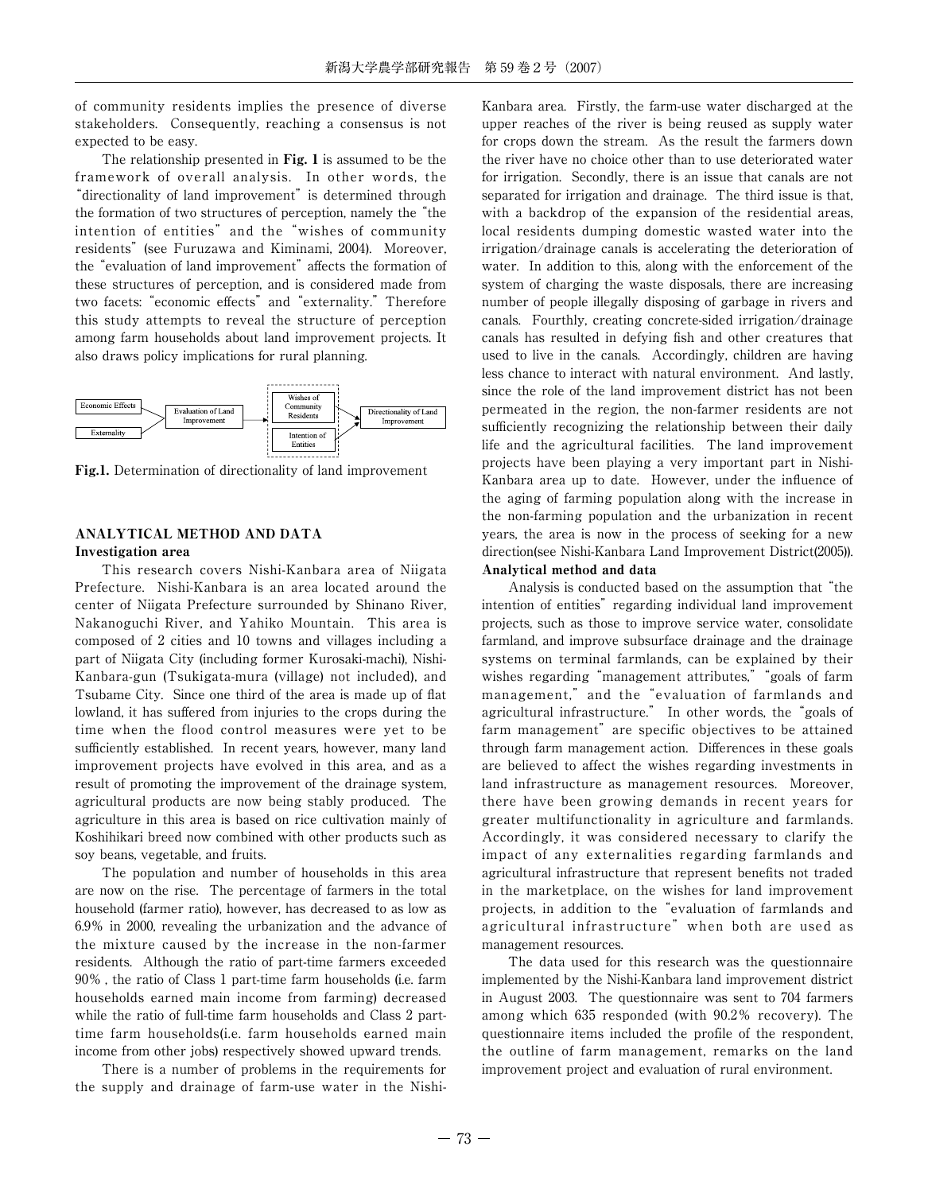of community residents implies the presence of diverse stakeholders. Consequently, reaching a consensus is not expected to be easy.

The relationship presented in **Fig. 1** is assumed to be the framework of overall analysis. In other words, the "directionality of land improvement" is determined through the formation of two structures of perception, namely the "the intention of entities" and the "wishes of community residents" (see Furuzawa and Kiminami, 2004). Moreover, the "evaluation of land improvement" affects the formation of these structures of perception, and is considered made from two facets: "economic effects" and "externality." Therefore this study attempts to reveal the structure of perception among farm households about land improvement projects. It also draws policy implications for rural planning.

**Fig.1.** Determination of directionality of land improvement

## ANALYTICAL METHOD AND DATA

### Investigation area

This research covers Nishi-Kanbara area of Niigata Prefecture. Nishi-Kanbara is an area located around the center of Niigata Prefecture surrounded by Shinano River, Nakanoguchi River, and Yahiko Mountain. This area is composed of 2 cities and 10 towns and villages including a part of Niigata City (including former Kurosaki-machi), Nishi-Kanbara-gun (Tsukigata-mura (village) not included), and Tsubame City. Since one third of the area is made up of flat lowland, it has suffered from injuries to the crops during the time when the flood control measures were yet to be sufficiently established. In recent years, however, many land improvement projects have evolved in this area, and as a result of promoting the improvement of the drainage system, agricultural products are now being stably produced. The agriculture in this area is based on rice cultivation mainly of Koshihikari breed now combined with other products such as soy beans, vegetable, and fruits.

The population and number of households in this area are now on the rise. The percentage of farmers in the total household (farmer ratio), however, has decreased to as low as 6.9% in 2000, revealing the urbanization and the advance of the mixture caused by the increase in the non-farmer residents. Although the ratio of part-time farmers exceeded 90%, the ratio of Class 1 part-time farm households (i.e. farm households earned main income from farming) decreased while the ratio of full-time farm households and Class 2 part-time farm households(i.e. farm households earned main income from other jobs) respectively showed upward trends.

There is a number of problems in the requirements for the supply and drainage of farm-use water in the Nishi-Kanbara area. Firstly, the farm-use water discharged at the upper reaches of the river is being reused as supply water for crops down the stream. As the result the farmers down the river have no choice other than to use deteriorated water for irrigation. Secondly, there is an issue that canals are not separated for irrigation and drainage. The third issue is that, with a backdrop of the expansion of the residential areas, local residents dumping domestic wasted water into the irrigation/drainage canals is accelerating the deterioration of water. In addition to this, along with the enforcement of the system of charging the waste disposals, there are increasing number of people illegally disposing of garbage in rivers and canals. Fourthly, creating concrete-sided irrigation/drainage canals has resulted in defying fish and other creatures that used to live in the canals. Accordingly, children are having less chance to interact with natural environment. And lastly, since the role of the land improvement district has not been permeated in the region, the non-farmer residents are not sufficiently recognizing the relationship between their daily life and the agricultural facilities. The land improvement projects have been playing a very important part in Nishi-Kanbara area up to date. However, under the influence of the aging of farming population along with the increase in the non-farming population and the urbanization in recent years, the area is now in the process of seeking for a new direction(see Nishi-Kanbara Land Improvement District(2005)).

### Analytical method and data

Analysis is conducted based on the assumption that "the intention of entities" regarding individual land improvement projects, such as those to improve service water, consolidate farmland, and improve subsurface drainage and the drainage systems on terminal farmlands, can be explained by their wishes regarding "management attributes," "goals of farm management," and the "evaluation of farmlands and agricultural infrastructure." In other words, the "goals of farm management" are specific objectives to be attained through farm management action. Differences in these goals are believed to affect the wishes regarding investments in land infrastructure as management resources. Moreover, there have been growing demands in recent years for greater multifunctionality in agriculture and farmlands. Accordingly, it was considered necessary to clarify the impact of any externalities regarding farmlands and agricultural infrastructure that represent benefits not traded in the marketplace, on the wishes for land improvement projects, in addition to the "evaluation of farmlands and agricultural infrastructure" when both are used as management resources.

The data used for this research was the questionnaire implemented by the Nishi-Kanbara land improvement district in August 2003. The questionnaire was sent to 704 farmers among which 635 responded (with 90.2% recovery). The questionnaire items included the profile of the respondent, the outline of farm management, remarks on the land improvement project and evaluation of rural environment.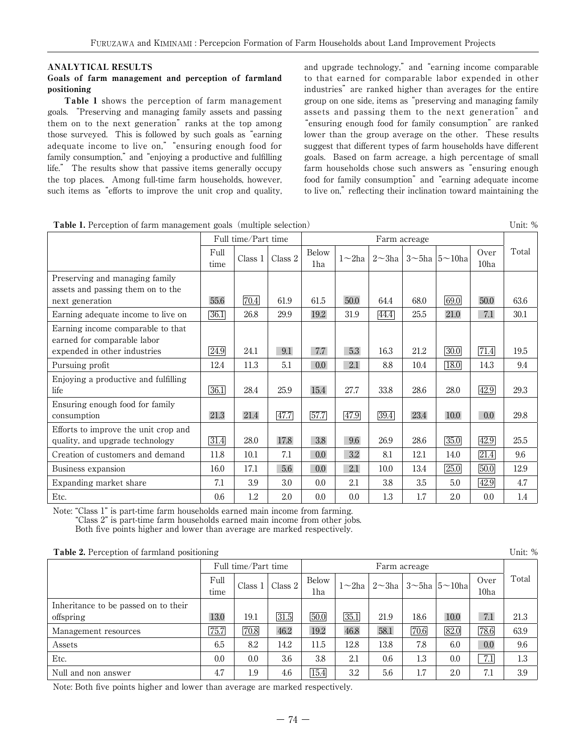## ANALYTICAL RESULTS

### Goals of farm management and perception of farmland positioning

**Table 1** shows the perception of farm management goals. "Preserving and managing family assets and passing them on to the next generation" ranks at the top among those surveyed. This is followed by such goals as "earning adequate income to live on," "ensuring enough food for family consumption," and "enjoying a productive and fulfilling life." The results show that passive items generally occupy the top places. Among full-time farm households, however, such items as "efforts to improve the unit crop and quality, and upgrade technology," and "earning income comparable to that earned for comparable labor expended in other industries" are ranked higher than averages for the entire group on one side, items as "preserving and managing family assets and passing them on to the next generation" and "ensuring enough food for family consumption" are ranked lower than the group average on the other. These results suggest that different types of farm households have different goals. Based on farm acreage, a high percentage of small farm households chose such answers as "ensuring enough food for family consumption" and "earning adequate income to live on," reflecting their inclination toward maintaining the

**Table 1.** Perception of farm management goals (multiple selection) Unit: %

| | Full time/Part time | | | Farm acreage | | | | | | Total |
|---|---|---|---|---|---|---|---|---|---|---|
| | Full time | Class 1 | Class 2 | Below 1ha | 1～2ha | 2～3ha | 3～5ha | 5～10ha | Over 10ha | |
| Preserving and managing family assets and passing them on to the next generation | 55.6 | 70.4 | 61.9 | 61.5 | 50.0 | 64.4 | 68.0 | 69.0 | 50.0 | 63.6 |
| Earning adequate income to live on | 36.1 | 26.8 | 29.9 | 19.2 | 31.9 | 44.4 | 25.5 | 21.0 | 7.1 | 30.1 |
| Earning income comparable to that earned for comparable labor expended in other industries | 24.9 | 24.1 | 9.1 | 7.7 | 5.3 | 16.3 | 21.2 | 30.0 | 71.4 | 19.5 |
| Pursuing profit | 12.4 | 11.3 | 5.1 | 0.0 | 2.1 | 8.8 | 10.4 | 18.0 | 14.3 | 9.4 |
| Enjoying a productive and fulfilling life | 36.1 | 28.4 | 25.9 | 15.4 | 27.7 | 33.8 | 28.6 | 28.0 | 42.9 | 29.3 |
| Ensuring enough food for family consumption | 21.3 | 21.4 | 47.7 | 57.7 | 47.9 | 39.4 | 23.4 | 10.0 | 0.0 | 29.8 |
| Efforts to improve the unit crop and quality, and upgrade technology | 31.4 | 28.0 | 17.8 | 3.8 | 9.6 | 26.9 | 28.6 | 35.0 | 42.9 | 25.5 |
| Creation of customers and demand | 11.8 | 10.1 | 7.1 | 0.0 | 3.2 | 8.1 | 12.1 | 14.0 | 21.4 | 9.6 |
| Business expansion | 16.0 | 17.1 | 5.6 | 0.0 | 2.1 | 10.0 | 13.4 | 25.0 | 50.0 | 12.9 |
| Expanding market share | 7.1 | 3.9 | 3.0 | 0.0 | 2.1 | 3.8 | 3.5 | 5.0 | 42.9 | 4.7 |
| Etc. | 0.6 | 1.2 | 2.0 | 0.0 | 0.0 | 1.3 | 1.7 | 2.0 | 0.0 | 1.4 |

Note: "Class 1" is part-time farm households earned main income from farming.
"Class 2" is part-time farm households earned main income from other jobs.
Both five points higher and lower than average are marked respectively.

**Table 2.** Perception of farmland positioning Unit: %

| | Full time/Part time | | | Farm acreage | | | | | | Total |
|---|---|---|---|---|---|---|---|---|---|---|
| | Full time | Class 1 | Class 2 | Below 1ha | 1～2ha | 2～3ha | 3～5ha | 5～10ha | Over 10ha | |
| Inheritance to be passed on to their offspring | 13.0 | 19.1 | 31.5 | 50.0 | 35.1 | 21.9 | 18.6 | 10.0 | 7.1 | 21.3 |
| Management resources | 75.7 | 70.8 | 46.2 | 19.2 | 46.8 | 58.1 | 70.6 | 82.0 | 78.6 | 63.9 |
| Assets | 6.5 | 8.2 | 14.2 | 11.5 | 12.8 | 13.8 | 7.8 | 6.0 | 0.0 | 9.6 |
| Etc. | 0.0 | 0.0 | 3.6 | 3.8 | 2.1 | 0.6 | 1.3 | 0.0 | 7.1 | 1.3 |
| Null and non answer | 4.7 | 1.9 | 4.6 | 15.4 | 3.2 | 5.6 | 1.7 | 2.0 | 7.1 | 3.9 |

Note: Both five points higher and lower than average are marked respectively.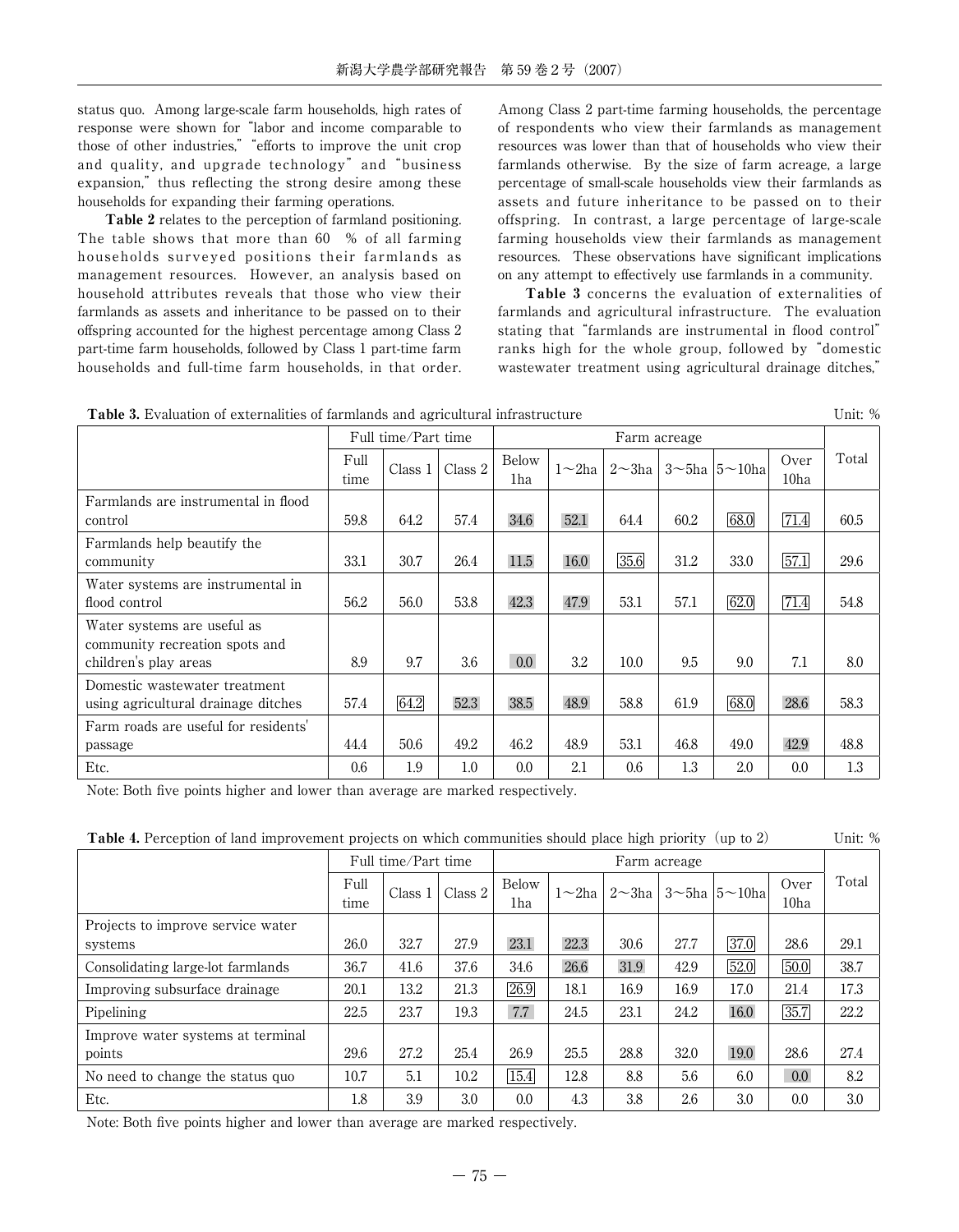status quo. Among large-scale farm households, high rates of response were shown for "labor and income comparable to those of other industries," "efforts to improve the unit crop and quality, and upgrade technology" and "business expansion," thus reflecting the strong desire among these households for expanding their farming operations.

**Table 2** relates to the perception of farmland positioning. The table shows that more than 60 % of all farming households surveyed positions their farmlands as management resources. However, an analysis based on household attributes reveals that those who view their farmlands as assets and inheritance to be passed on to their offspring accounted for the highest percentage among Class 2 part-time farm households, followed by Class 1 part-time farm households and full-time farm households, in that order. Among Class 2 part-time farming households, the percentage of respondents who view their farmlands as management resources was lower than that of households who view their farmlands otherwise. By the size of farm acreage, a large percentage of small-scale households view their farmlands as assets and future inheritance to be passed on to their offspring. In contrast, a large percentage of large-scale farming households view their farmlands as management resources. These observations have significant implications on any attempt to effectively use farmlands in a community.

**Table 3** concerns the evaluation of externalities of farmlands and agricultural infrastructure. The evaluation stating that "farmlands are instrumental in flood control" ranks high for the whole group, followed by "domestic wastewater treatment using agricultural drainage ditches,"

**Table 3.** Evaluation of externalities of farmlands and agricultural infrastructure (Unit: %)

| | Full time/Part time | | | Farm acreage | | | | | | Total |
|---|---|---|---|---|---|---|---|---|---|---|
| | Full time | Class 1 | Class 2 | Below 1ha | 1～2ha | 2～3ha | 3～5ha | 5～10ha | Over 10ha | |
| Farmlands are instrumental in flood control | 59.8 | 64.2 | 57.4 | 34.6 | 52.1 | 64.4 | 60.2 | 68.0 | 71.4 | 60.5 |
| Farmlands help beautify the community | 33.1 | 30.7 | 26.4 | 11.5 | 16.0 | 35.6 | 31.2 | 33.0 | 57.1 | 29.6 |
| Water systems are instrumental in flood control | 56.2 | 56.0 | 53.8 | 42.3 | 47.9 | 53.1 | 57.1 | 62.0 | 71.4 | 54.8 |
| Water systems are useful as community recreation spots and children's play areas | 8.9 | 9.7 | 3.6 | 0.0 | 3.2 | 10.0 | 9.5 | 9.0 | 7.1 | 8.0 |
| Domestic wastewater treatment using agricultural drainage ditches | 57.4 | 64.2 | 52.3 | 38.5 | 48.9 | 58.8 | 61.9 | 68.0 | 28.6 | 58.3 |
| Farm roads are useful for residents' passage | 44.4 | 50.6 | 49.2 | 46.2 | 48.9 | 53.1 | 46.8 | 49.0 | 42.9 | 48.8 |
| Etc. | 0.6 | 1.9 | 1.0 | 0.0 | 2.1 | 0.6 | 1.3 | 2.0 | 0.0 | 1.3 |

Note: Both five points higher and lower than average are marked respectively.

**Table 4.** Perception of land improvement projects on which communities should place high priority (up to 2) (Unit: %)

| | Full time/Part time | | | Farm acreage | | | | | | Total |
|---|---|---|---|---|---|---|---|---|---|---|
| | Full time | Class 1 | Class 2 | Below 1ha | 1～2ha | 2～3ha | 3～5ha | 5～10ha | Over 10ha | |
| Projects to improve service water systems | 26.0 | 32.7 | 27.9 | 23.1 | 22.3 | 30.6 | 27.7 | 37.0 | 28.6 | 29.1 |
| Consolidating large-lot farmlands | 36.7 | 41.6 | 37.6 | 34.6 | 26.6 | 31.9 | 42.9 | 52.0 | 50.0 | 38.7 |
| Improving subsurface drainage | 20.1 | 13.2 | 21.3 | 26.9 | 18.1 | 16.9 | 16.9 | 17.0 | 21.4 | 17.3 |
| Pipelining | 22.5 | 23.7 | 19.3 | 7.7 | 24.5 | 23.1 | 24.2 | 16.0 | 35.7 | 22.2 |
| Improve water systems at terminal points | 29.6 | 27.2 | 25.4 | 26.9 | 25.5 | 28.8 | 32.0 | 19.0 | 28.6 | 27.4 |
| No need to change the status quo | 10.7 | 5.1 | 10.2 | 15.4 | 12.8 | 8.8 | 5.6 | 6.0 | 0.0 | 8.2 |
| Etc. | 1.8 | 3.9 | 3.0 | 0.0 | 4.3 | 3.8 | 2.6 | 3.0 | 0.0 | 3.0 |

Note: Both five points higher and lower than average are marked respectively.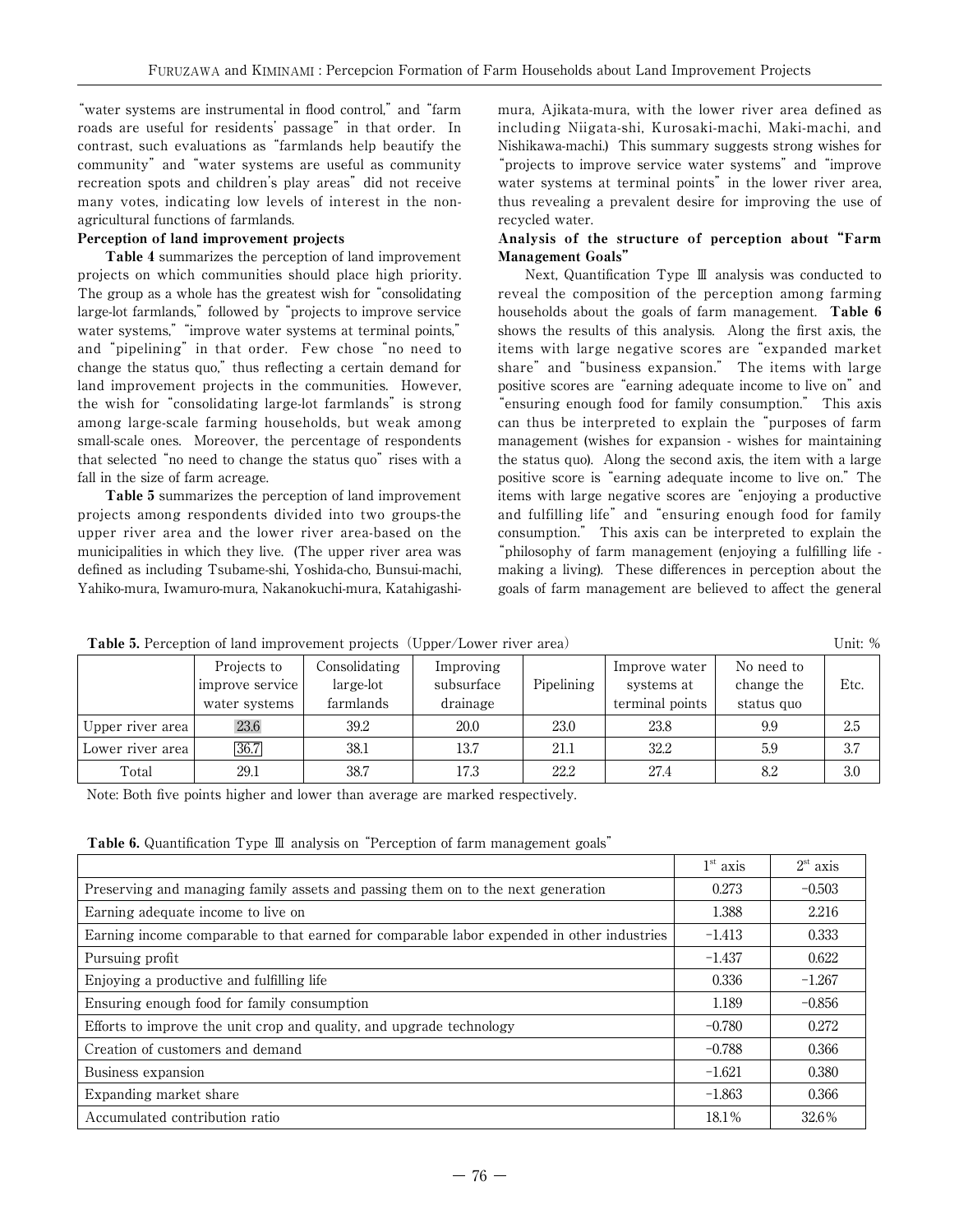"water systems are instrumental in flood control," and "farm roads are useful for residents' passage" in that order. In contrast, such evaluations as "farmlands help beautify the community" and "water systems are useful as community recreation spots and children's play areas" did not receive many votes, indicating low levels of interest in the non-agricultural functions of farmlands.

**Perception of land improvement projects**

**Table 4** summarizes the perception of land improvement projects on which communities should place high priority. The group as a whole has the greatest wish for "consolidating large-lot farmlands," followed by "projects to improve service water systems," "improve water systems at terminal points," and "pipelining" in that order. Few chose "no need to change the status quo," thus reflecting a certain demand for land improvement projects in the communities. However, the wish for "consolidating large-lot farmlands" is strong among large-scale farming households, but weak among small-scale ones. Moreover, the percentage of respondents that selected "no need to change the status quo" rises with a fall in the size of farm acreage.

**Table 5** summarizes the perception of land improvement projects among respondents divided into two groups-the upper river area and the lower river area-based on the municipalities in which they live. (The upper river area was defined as including Tsubame-shi, Yoshida-cho, Bunsui-machi, Yahiko-mura, Iwamuro-mura, Nakanokuchi-mura, Katahigashi-mura, Ajikata-mura, with the lower river area defined as including Niigata-shi, Kurosaki-machi, Maki-machi, and Nishikawa-machi.) This summary suggests strong wishes for "projects to improve service water systems" and "improve water systems at terminal points" in the lower river area, thus revealing a prevalent desire for improving the use of recycled water.

**Analysis of the structure of perception about "Farm Management Goals"**

Next, Quantification Type Ⅲ analysis was conducted to reveal the composition of the perception among farming households about the goals of farm management. **Table 6** shows the results of this analysis. Along the first axis, the items with large negative scores are "expanded market share" and "business expansion." The items with large positive scores are "earning adequate income to live on" and "ensuring enough food for family consumption." This axis can thus be interpreted to explain the "purposes of farm management (wishes for expansion - wishes for maintaining the status quo). Along the second axis, the item with a large positive score is "earning adequate income to live on." The items with large negative scores are "enjoying a productive and fulfilling life" and "ensuring enough food for family consumption." This axis can be interpreted to explain the "philosophy of farm management (enjoying a fulfilling life - making a living). These differences in perception about the goals of farm management are believed to affect the general

**Table 5.** Perception of land improvement projects (Upper/Lower river area) Unit: %

| | Projects to improve service water systems | Consolidating large-lot farmlands | Improving subsurface drainage | Pipelining | Improve water systems at terminal points | No need to change the status quo | Etc. |
|---|---|---|---|---|---|---|---|
| Upper river area | 23.6 | 39.2 | 20.0 | 23.0 | 23.8 | 9.9 | 2.5 |
| Lower river area | 36.7 | 38.1 | 13.7 | 21.1 | 32.2 | 5.9 | 3.7 |
| Total | 29.1 | 38.7 | 17.3 | 22.2 | 27.4 | 8.2 | 3.0 |

Note: Both five points higher and lower than average are marked respectively.

**Table 6.** Quantification Type Ⅲ analysis on "Perception of farm management goals"

| | 1st axis | 2st axis |
|---|---|---|
| Preserving and managing family assets and passing them on to the next generation | 0.273 | −0.503 |
| Earning adequate income to live on | 1.388 | 2.216 |
| Earning income comparable to that earned for comparable labor expended in other industries | −1.413 | 0.333 |
| Pursuing profit | −1.437 | 0.622 |
| Enjoying a productive and fulfilling life | 0.336 | −1.267 |
| Ensuring enough food for family consumption | 1.189 | −0.856 |
| Efforts to improve the unit crop and quality, and upgrade technology | −0.780 | 0.272 |
| Creation of customers and demand | −0.788 | 0.366 |
| Business expansion | −1.621 | 0.380 |
| Expanding market share | −1.863 | 0.366 |
| Accumulated contribution ratio | 18.1% | 32.6% |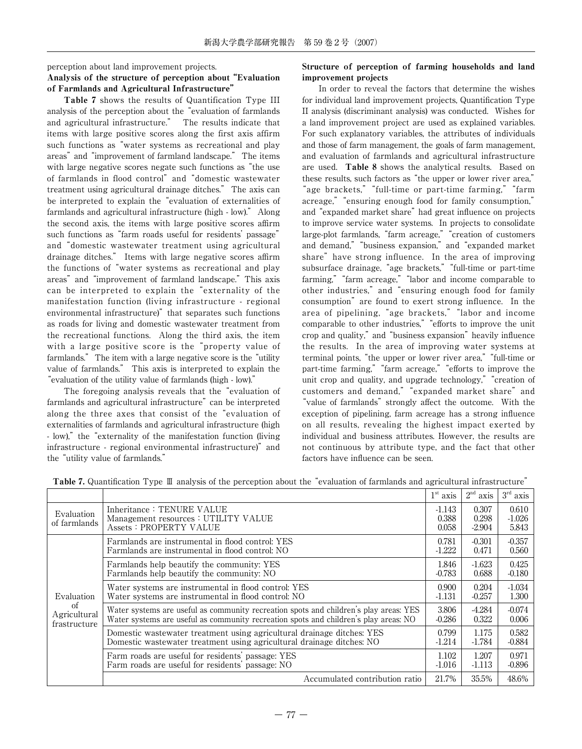perception about land improvement projects.

**Analysis of the structure of perception about "Evaluation of Farmlands and Agricultural Infrastructure"**

**Table 7** shows the results of Quantification Type III analysis of the perception about the "evaluation of farmlands and agricultural infrastructure." The results indicate that items with large positive scores along the first axis affirm such functions as "water systems as recreational and play areas" and "improvement of farmland landscape." The items with large negative scores negate such functions as "the use of farmlands in flood control" and "domestic wastewater treatment using agricultural drainage ditches." The axis can be interpreted to explain the "evaluation of externalities of farmlands and agricultural infrastructure (high - low)." Along the second axis, the items with large positive scores affirm such functions as "farm roads useful for residents' passage" and "domestic wastewater treatment using agricultural drainage ditches." Items with large negative scores affirm the functions of "water systems as recreational and play areas" and "improvement of farmland landscape." This axis can be interpreted to explain the "externality of the manifestation function (living infrastructure - regional environmental infrastructure)" that separates such functions as roads for living and domestic wastewater treatment from the recreational functions. Along the third axis, the item with a large positive score is the "property value of farmlands." The item with a large negative score is the "utility value of farmlands." This axis is interpreted to explain the "evaluation of the utility value of farmlands (high - low)."

The foregoing analysis reveals that the "evaluation of farmlands and agricultural infrastructure" can be interpreted along the three axes that consist of the "evaluation of externalities of farmlands and agricultural infrastructure (high - low)," the "externality of the manifestation function (living infrastructure - regional environmental infrastructure)" and the "utility value of farmlands."

**Structure of perception of farming households and land improvement projects**

In order to reveal the factors that determine the wishes for individual land improvement projects, Quantification Type II analysis (discriminant analysis) was conducted. Wishes for a land improvement project are used as explained variables. For such explanatory variables, the attributes of individuals and those of farm management, the goals of farm management, and evaluation of farmlands and agricultural infrastructure are used. **Table 8** shows the analytical results. Based on these results, such factors as "the upper or lower river area," "age brackets," "full-time or part-time farming," "farm acreage," "ensuring enough food for family consumption," and "expanded market share" had great influence on projects to improve service water systems. In projects to consolidate large-plot farmlands, "farm acreage," "creation of customers and demand," "business expansion," and "expanded market share" have strong influence. In the area of improving subsurface drainage, "age brackets," "full-time or part-time farming," "farm acreage," "labor and income comparable to other industries," and "ensuring enough food for family consumption" are found to exert strong influence. In the area of pipelining, "age brackets," "labor and income comparable to other industries," "efforts to improve the unit crop and quality," and "business expansion" heavily influence the results. In the area of improving water systems at terminal points, "the upper or lower river area," "full-time or part-time farming," "farm acreage," "efforts to improve the unit crop and quality, and upgrade technology," "creation of customers and demand," "expanded market share" and "value of farmlands" strongly affect the outcome. With the exception of pipelining, farm acreage has a strong influence on all results, revealing the highest impact exerted by individual and business attributes. However, the results are not continuous by attribute type, and the fact that other factors have influence can be seen.

**Table 7.** Quantification Type Ⅲ analysis of the perception about the "evaluation of farmlands and agricultural infrastructure"

| | | 1st axis | 2nd axis | 3rd axis |
|---|---|---|---|---|
| Evaluation of farmlands | Inheritance : TENURE VALUE | -1.143 | 0.307 | 0.610 |
| | Management resources : UTILITY VALUE | 0.388 | 0.298 | -1.026 |
| | Assets : PROPERTY VALUE | 0.058 | -2.904 | 5.843 |
| Evaluation of Agricultural frastructure | Farmlands are instrumental in flood control: YES | 0.781 | -0.301 | -0.357 |
| | Farmlands are instrumental in flood control: NO | -1.222 | 0.471 | 0.560 |
| | Farmlands help beautify the community: YES | 1.846 | -1.623 | 0.425 |
| | Farmlands help beautify the community: NO | -0.783 | 0.688 | -0.180 |
| | Water systems are instrumental in flood control: YES | 0.900 | 0.204 | -1.034 |
| | Water systems are instrumental in flood control: NO | -1.131 | -0.257 | 1.300 |
| | Water systems are useful as community recreation spots and children's play areas: YES | 3.806 | -4.284 | -0.074 |
| | Water systems are useful as community recreation spots and children's play areas: NO | -0.286 | 0.322 | 0.006 |
| | Domestic wastewater treatment using agricultural drainage ditches: YES | 0.799 | 1.175 | 0.582 |
| | Domestic wastewater treatment using agricultural drainage ditches: NO | -1.214 | -1.784 | -0.884 |
| | Farm roads are useful for residents' passage: YES | 1.102 | 1.207 | 0.971 |
| | Farm roads are useful for residents' passage: NO | -1.016 | -1.113 | -0.896 |
| | Accumulated contribution ratio | 21.7% | 35.5% | 48.6% |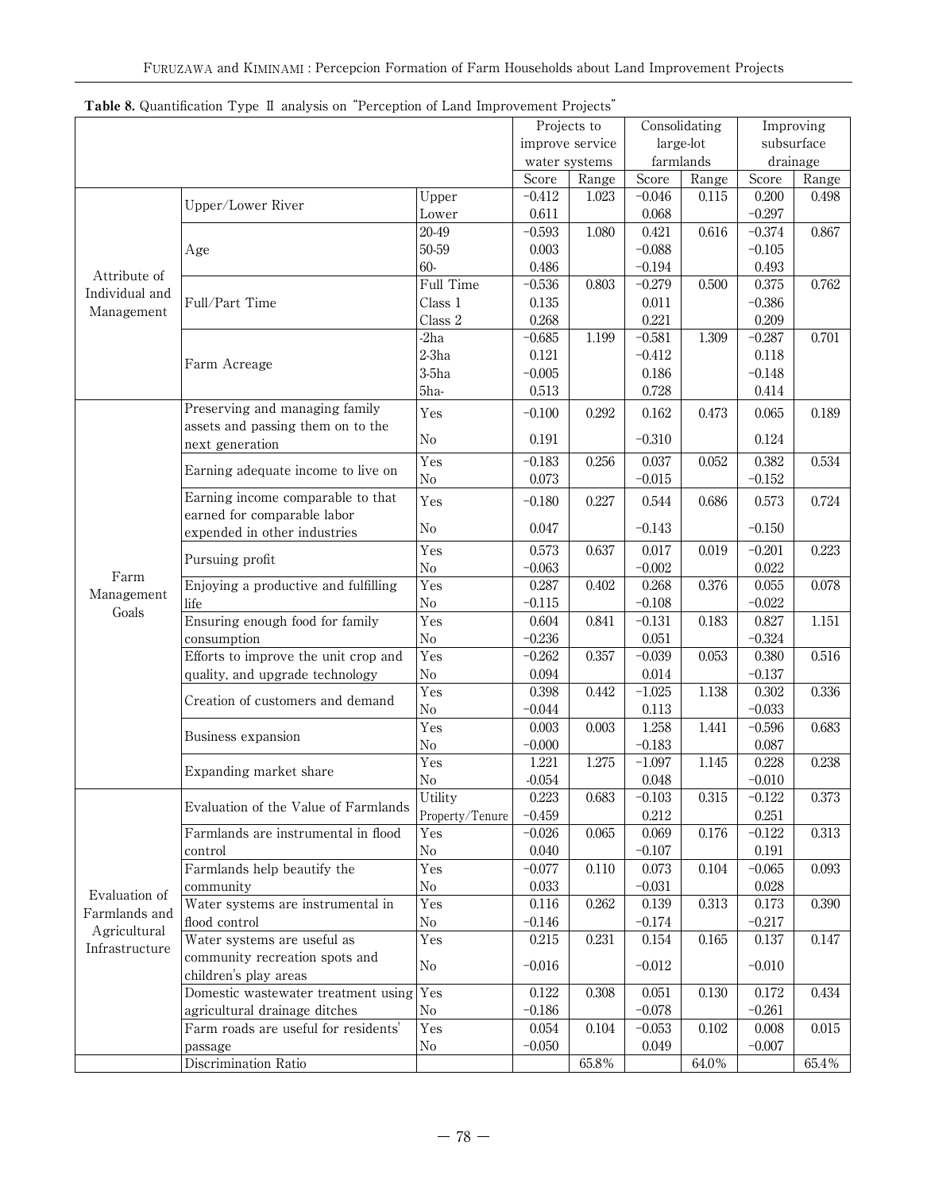**Table 8.** Quantification Type Ⅱ analysis on "Perception of Land Improvement Projects"

| | | | Projects to improve service water systems | | Consolidating large-lot farmlands | | Improving subsurface drainage | |
|---|---|---|---|---|---|---|---|---|
| | | | Score | Range | Score | Range | Score | Range |
| Attribute of Individual and Management | Upper/Lower River | Upper | −0.412 | 1.023 | −0.046 | 0.115 | 0.200 | 0.498 |
| | | Lower | 0.611 | | 0.068 | | −0.297 | |
| | Age | 20-49 | −0.593 | 1.080 | 0.421 | 0.616 | −0.374 | 0.867 |
| | | 50-59 | 0.003 | | −0.088 | | −0.105 | |
| | | 60- | 0.486 | | −0.194 | | 0.493 | |
| | Full/Part Time | Full Time | −0.536 | 0.803 | −0.279 | 0.500 | 0.375 | 0.762 |
| | | Class 1 | 0.135 | | 0.011 | | −0.386 | |
| | | Class 2 | 0.268 | | 0.221 | | 0.209 | |
| | Farm Acreage | -2ha | −0.685 | 1.199 | −0.581 | 1.309 | −0.287 | 0.701 |
| | | 2-3ha | 0.121 | | −0.412 | | 0.118 | |
| | | 3-5ha | −0.005 | | 0.186 | | −0.148 | |
| | | 5ha- | 0.513 | | 0.728 | | 0.414 | |
| Farm Management Goals | Preserving and managing family assets and passing them on to the next generation | Yes | −0.100 | 0.292 | 0.162 | 0.473 | 0.065 | 0.189 |
| | | No | 0.191 | | −0.310 | | 0.124 | |
| | Earning adequate income to live on | Yes | −0.183 | 0.256 | 0.037 | 0.052 | 0.382 | 0.534 |
| | | No | 0.073 | | −0.015 | | −0.152 | |
| | Earning income comparable to that earned for comparable labor expended in other industries | Yes | −0.180 | 0.227 | 0.544 | 0.686 | 0.573 | 0.724 |
| | | No | 0.047 | | −0.143 | | −0.150 | |
| | Pursuing profit | Yes | 0.573 | 0.637 | 0.017 | 0.019 | −0.201 | 0.223 |
| | | No | −0.063 | | −0.002 | | 0.022 | |
| | Enjoying a productive and fulfilling life | Yes | 0.287 | 0.402 | 0.268 | 0.376 | 0.055 | 0.078 |
| | | No | −0.115 | | −0.108 | | −0.022 | |
| | Ensuring enough food for family consumption | Yes | 0.604 | 0.841 | −0.131 | 0.183 | 0.827 | 1.151 |
| | | No | −0.236 | | 0.051 | | −0.324 | |
| | Efforts to improve the unit crop and quality, and upgrade technology | Yes | −0.262 | 0.357 | −0.039 | 0.053 | 0.380 | 0.516 |
| | | No | 0.094 | | 0.014 | | −0.137 | |
| | Creation of customers and demand | Yes | 0.398 | 0.442 | −1.025 | 1.138 | 0.302 | 0.336 |
| | | No | −0.044 | | 0.113 | | −0.033 | |
| | Business expansion | Yes | 0.003 | 0.003 | 1.258 | 1.441 | −0.596 | 0.683 |
| | | No | −0.000 | | −0.183 | | 0.087 | |
| | Expanding market share | Yes | 1.221 | 1.275 | −1.097 | 1.145 | 0.228 | 0.238 |
| | | No | -0.054 | | 0.048 | | −0.010 | |
| Evaluation of Farmlands and Agricultural Infrastructure | Evaluation of the Value of Farmlands | Utility | 0.223 | 0.683 | −0.103 | 0.315 | −0.122 | 0.373 |
| | | Property/Tenure | −0.459 | | 0.212 | | 0.251 | |
| | Farmlands are instrumental in flood control | Yes | −0.026 | 0.065 | 0.069 | 0.176 | −0.122 | 0.313 |
| | | No | 0.040 | | −0.107 | | 0.191 | |
| | Farmlands help beautify the community | Yes | −0.077 | 0.110 | 0.073 | 0.104 | −0.065 | 0.093 |
| | | No | 0.033 | | −0.031 | | 0.028 | |
| | Water systems are instrumental in flood control | Yes | 0.116 | 0.262 | 0.139 | 0.313 | 0.173 | 0.390 |
| | | No | −0.146 | | −0.174 | | −0.217 | |
| | Water systems are useful as community recreation spots and children's play areas | Yes | 0.215 | 0.231 | 0.154 | 0.165 | 0.137 | 0.147 |
| | | No | −0.016 | | −0.012 | | −0.010 | |
| | Domestic wastewater treatment using agricultural drainage ditches | Yes | 0.122 | 0.308 | 0.051 | 0.130 | 0.172 | 0.434 |
| | | No | −0.186 | | −0.078 | | −0.261 | |
| | Farm roads are useful for residents' passage | Yes | 0.054 | 0.104 | −0.053 | 0.102 | 0.008 | 0.015 |
| | | No | −0.050 | | 0.049 | | −0.007 | |
| | Discrimination Ratio | | | 65.8% | | 64.0% | | 65.4% |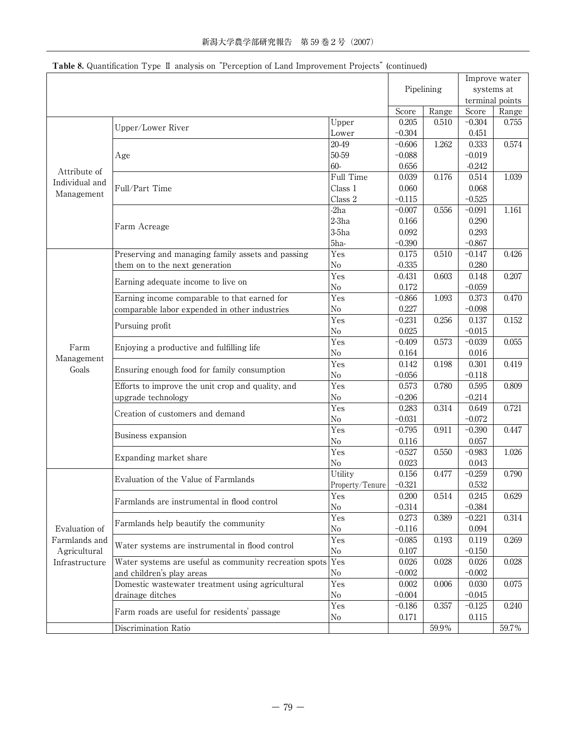**Table 8.** Quantification Type Ⅱ analysis on "Perception of Land Improvement Projects" (continued)

| | | | Pipelining | | Improve water systems at terminal points | |
|---|---|---|---|---|---|---|
| | | | Score | Range | Score | Range |
| Attribute of Individual and Management | Upper/Lower River | Upper | 0.205 | 0.510 | −0.304 | 0.755 |
| | | Lower | −0.304 | | 0.451 | |
| | Age | 20-49 | −0.606 | 1.262 | 0.333 | 0.574 |
| | | 50-59 | −0.088 | | −0.019 | |
| | | 60- | 0.656 | | -0.242 | |
| | Full/Part Time | Full Time | 0.039 | 0.176 | 0.514 | 1.039 |
| | | Class 1 | 0.060 | | 0.068 | |
| | | Class 2 | −0.115 | | −0.525 | |
| | Farm Acreage | -2ha | −0.007 | 0.556 | −0.091 | 1.161 |
| | | 2-3ha | 0.166 | | 0.290 | |
| | | 3-5ha | 0.092 | | 0.293 | |
| | | 5ha- | −0.390 | | −0.867 | |
| Farm Management Goals | Preserving and managing family assets and passing them on to the next generation | Yes | 0.175 | 0.510 | −0.147 | 0.426 |
| | | No | -0.335 | | 0.280 | |
| | Earning adequate income to live on | Yes | -0.431 | 0.603 | 0.148 | 0.207 |
| | | No | 0.172 | | −0.059 | |
| | Earning income comparable to that earned for comparable labor expended in other industries | Yes | −0.866 | 1.093 | 0.373 | 0.470 |
| | | No | 0.227 | | −0.098 | |
| | Pursuing profit | Yes | −0.231 | 0.256 | 0.137 | 0.152 |
| | | No | 0.025 | | −0.015 | |
| | Enjoying a productive and fulfilling life | Yes | −0.409 | 0.573 | −0.039 | 0.055 |
| | | No | 0.164 | | 0.016 | |
| | Ensuring enough food for family consumption | Yes | 0.142 | 0.198 | 0.301 | 0.419 |
| | | No | −0.056 | | −0.118 | |
| | Efforts to improve the unit crop and quality, and upgrade technology | Yes | 0.573 | 0.780 | 0.595 | 0.809 |
| | | No | −0.206 | | −0.214 | |
| | Creation of customers and demand | Yes | 0.283 | 0.314 | 0.649 | 0.721 |
| | | No | −0.031 | | −0.072 | |
| | Business expansion | Yes | −0.795 | 0.911 | −0.390 | 0.447 |
| | | No | 0.116 | | 0.057 | |
| | Expanding market share | Yes | −0.527 | 0.550 | −0.983 | 1.026 |
| | | No | 0.023 | | 0.043 | |
| Evaluation of Farmlands and Agricultural Infrastructure | Evaluation of the Value of Farmlands | Utility | 0.156 | 0.477 | −0.259 | 0.790 |
| | | Property/Tenure | −0.321 | | 0.532 | |
| | Farmlands are instrumental in flood control | Yes | 0.200 | 0.514 | 0.245 | 0.629 |
| | | No | −0.314 | | −0.384 | |
| | Farmlands help beautify the community | Yes | 0.273 | 0.389 | −0.221 | 0.314 |
| | | No | −0.116 | | 0.094 | |
| | Water systems are instrumental in flood control | Yes | −0.085 | 0.193 | 0.119 | 0.269 |
| | | No | 0.107 | | −0.150 | |
| | Water systems are useful as community recreation spots and children's play areas | Yes | 0.026 | 0.028 | 0.026 | 0.028 |
| | | No | −0.002 | | −0.002 | |
| | Domestic wastewater treatment using agricultural drainage ditches | Yes | 0.002 | 0.006 | 0.030 | 0.075 |
| | | No | −0.004 | | −0.045 | |
| | Farm roads are useful for residents' passage | Yes | −0.186 | 0.357 | −0.125 | 0.240 |
| | | No | 0.171 | | 0.115 | |
| | Discrimination Ratio | | | 59.9% | | 59.7% |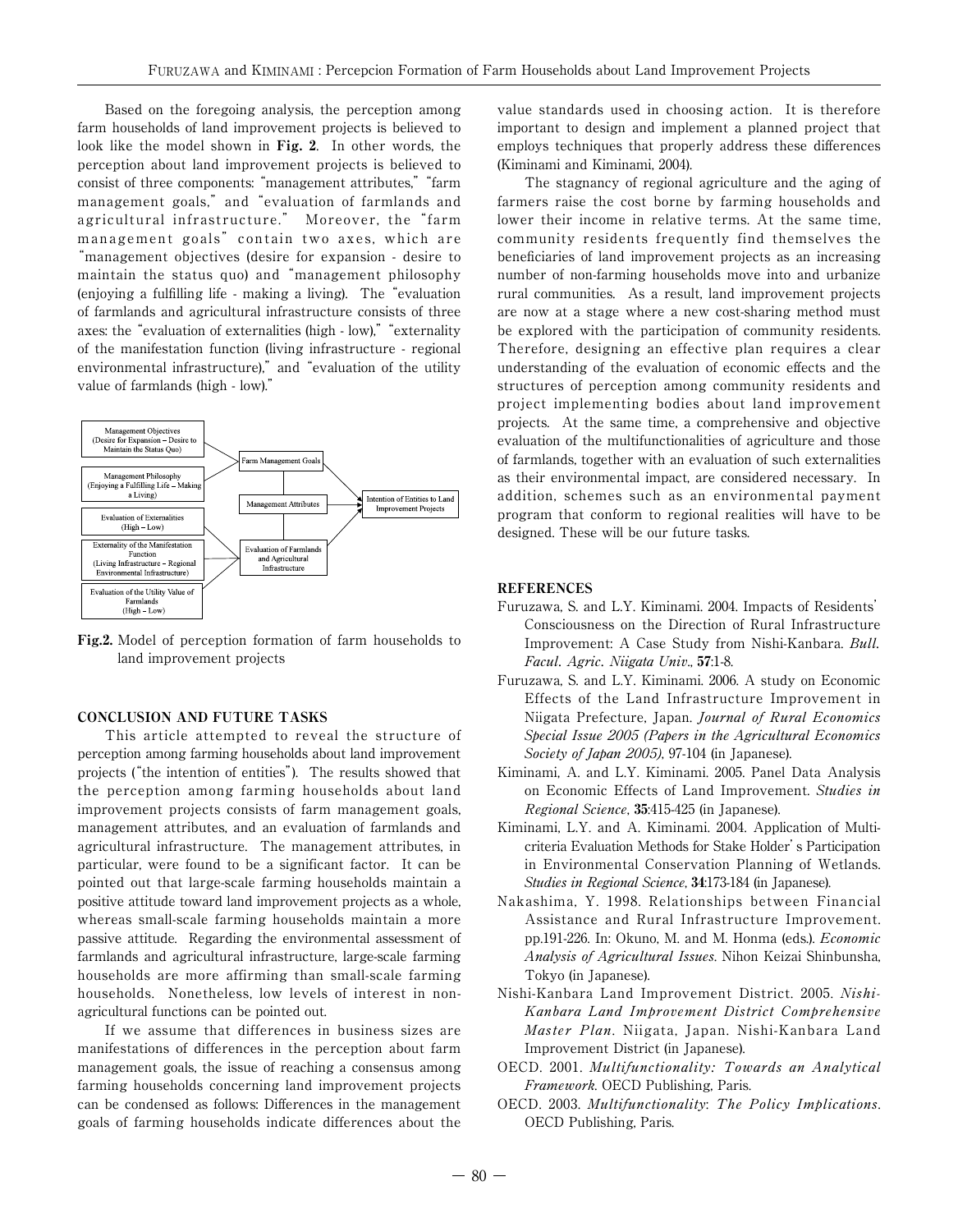Based on the foregoing analysis, the perception among farm households of land improvement projects is believed to look like the model shown in **Fig. 2**. In other words, the perception about land improvement projects is believed to consist of three components: "management attributes," "farm management goals," and "evaluation of farmlands and agricultural infrastructure." Moreover, the "farm management goals" contain two axes, which are "management objectives (desire for expansion - desire to maintain the status quo) and "management philosophy (enjoying a fulfilling life - making a living). The "evaluation of farmlands and agricultural infrastructure consists of three axes: the "evaluation of externalities (high - low)," "externality of the manifestation function (living infrastructure - regional environmental infrastructure)," and "evaluation of the utility value of farmlands (high - low)."

Management Objectives (Desire for Expansion – Desire to Maintain the Status Quo)
Management Philosophy (Enjoying a Fulfilling Life – Making a Living)
Evaluation of Externalities (High – Low)
Externality of the Manifestation Function (Living Infrastructure – Regional Environmental Infrastructure)
Evaluation of the Utility Value of Farmlands (High – Low)
Farm Management Goals
Management Attributes
Evaluation of Farmlands and Agricultural Infrastructure
Intention of Entities to Land Improvement Projects

**Fig.2.** Model of perception formation of farm households to land improvement projects

## CONCLUSION AND FUTURE TASKS

This article attempted to reveal the structure of perception among farming households about land improvement projects ("the intention of entities"). The results showed that the perception among farming households about land improvement projects consists of farm management goals, management attributes, and an evaluation of farmlands and agricultural infrastructure. The management attributes, in particular, were found to be a significant factor. It can be pointed out that large-scale farming households maintain a positive attitude toward land improvement projects as a whole, whereas small-scale farming households maintain a more passive attitude. Regarding the environmental assessment of farmlands and agricultural infrastructure, large-scale farming households are more affirming than small-scale farming households. Nonetheless, low levels of interest in non-agricultural functions can be pointed out.

If we assume that differences in business sizes are manifestations of differences in the perception about farm management goals, the issue of reaching a consensus among farming households concerning land improvement projects can be condensed as follows: Differences in the management goals of farming households indicate differences about the value standards used in choosing action. It is therefore important to design and implement a planned project that employs techniques that properly address these differences (Kiminami and Kiminami, 2004).

The stagnancy of regional agriculture and the aging of farmers raise the cost borne by farming households and lower their income in relative terms. At the same time, community residents frequently find themselves the beneficiaries of land improvement projects as an increasing number of non-farming households move into and urbanize rural communities. As a result, land improvement projects are now at a stage where a new cost-sharing method must be explored with the participation of community residents. Therefore, designing an effective plan requires a clear understanding of the evaluation of economic effects and the structures of perception among community residents and project implementing bodies about land improvement projects. At the same time, a comprehensive and objective evaluation of the multifunctionalities of agriculture and those of farmlands, together with an evaluation of such externalities as their environmental impact, are considered necessary. In addition, schemes such as an environmental payment program that conform to regional realities will have to be designed. These will be our future tasks.

## REFERENCES

Furuzawa, S. and L.Y. Kiminami. 2004. Impacts of Residents' Consciousness on the Direction of Rural Infrastructure Improvement: A Case Study from Nishi-Kanbara. *Bull. Facul. Agric. Niigata Univ.*, **57**:1-8.

Furuzawa, S. and L.Y. Kiminami. 2006. A study on Economic Effects of the Land Infrastructure Improvement in Niigata Prefecture, Japan. *Journal of Rural Economics Special Issue 2005 (Papers in the Agricultural Economics Society of Japan 2005)*, 97-104 (in Japanese).

Kiminami, A. and L.Y. Kiminami. 2005. Panel Data Analysis on Economic Effects of Land Improvement. *Studies in Regional Science*, **35**:415-425 (in Japanese).

Kiminami, L.Y. and A. Kiminami. 2004. Application of Multi-criteria Evaluation Methods for Stake Holder's Participation in Environmental Conservation Planning of Wetlands. *Studies in Regional Science*, **34**:173-184 (in Japanese).

Nakashima, Y. 1998. Relationships between Financial Assistance and Rural Infrastructure Improvement. pp.191-226. In: Okuno, M. and M. Honma (eds.). *Economic Analysis of Agricultural Issues*. Nihon Keizai Shinbunsha, Tokyo (in Japanese).

Nishi-Kanbara Land Improvement District. 2005. *Nishi-Kanbara Land Improvement District Comprehensive Master Plan*. Niigata, Japan. Nishi-Kanbara Land Improvement District (in Japanese).

OECD. 2001. *Multifunctionality: Towards an Analytical Framework*. OECD Publishing, Paris.

OECD. 2003. *Multifunctionality: The Policy Implications*. OECD Publishing, Paris.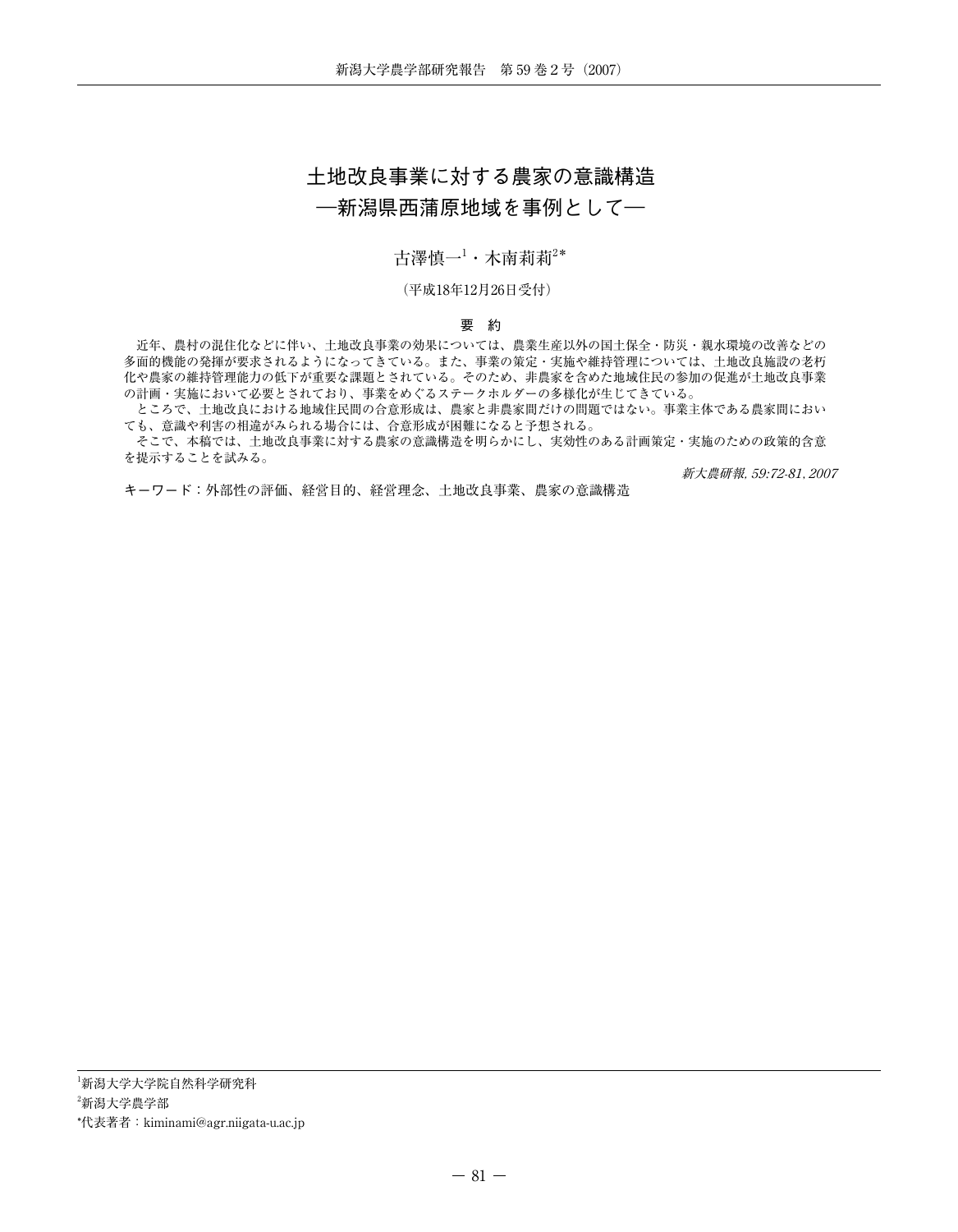# 土地改良事業に対する農家の意識構造
## ―新潟県西蒲原地域を事例として―

古澤慎一[1]・木南莉莉[2*]

（平成18年12月26日受付）

### 要　約

近年、農村の混住化などに伴い、土地改良事業の効果については、農業生産以外の国土保全・防災・親水環境の改善などの多面的機能の発揮が要求されるようになってきている。また、事業の策定・実施や維持管理については、土地改良施設の老朽化や農家の維持管理能力の低下が重要な課題とされている。そのため、非農家を含めた地域住民の参加の促進が土地改良事業の計画・実施において必要とされており、事業をめぐるステークホルダーの多様化が生じてきている。

ところで、土地改良における地域住民間の合意形成は、農家と非農家間だけの問題ではない。事業主体である農家間においても、意識や利害の相違がみられる場合には、合意形成が困難になると予想される。

そこで、本稿では、土地改良事業に対する農家の意識構造を明らかにし、実効性のある計画策定・実施のための政策的含意を提示することを試みる。

*新大農研報, 59:72-81, 2007*

キーワード：外部性の評価、経営目的、経営理念、土地改良事業、農家の意識構造

---

[1]新潟大学大学院自然科学研究科

[2]新潟大学農学部

*代表著者：kiminami@agr.niigata-u.ac.jp